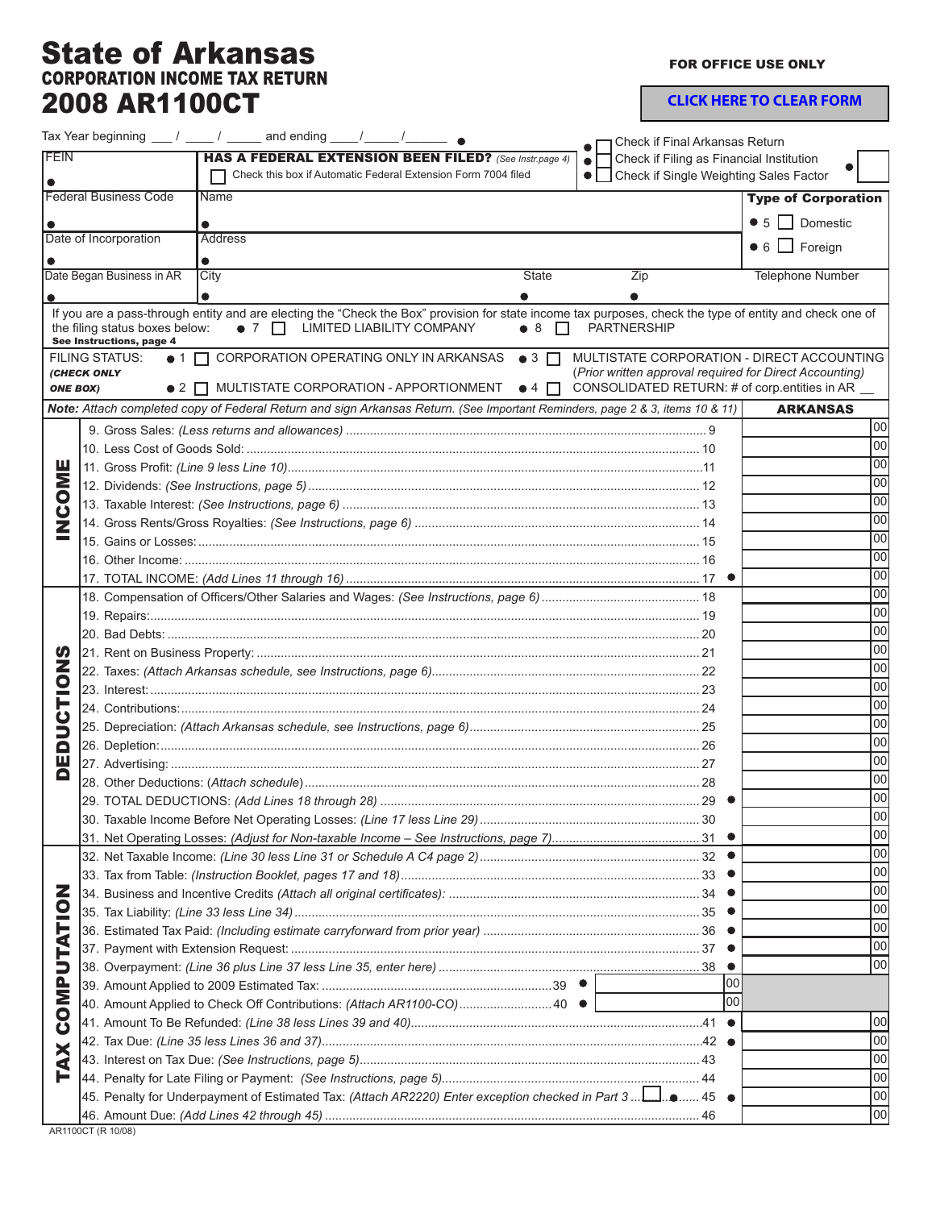# State of Arkansas
## CORPORATION INCOME TAX RETURN
## 2008 AR1100CT

FOR OFFICE USE ONLY

CLICK HERE TO CLEAR FORM

Tax Year beginning ___ / ____ / _____ and ending ____/_____/______ ●

● ☐ Check if Final Arkansas Return
● ☐ Check if Filing as Financial Institution
● ☐ Check if Single Weighting Sales Factor ●

| FEIN ● | **HAS A FEDERAL EXTENSION BEEN FILED?** *(See Instr.page 4)* ☐ Check this box if Automatic Federal Extension Form 7004 filed | | |
|---|---|---|---|
| Federal Business Code ● | Name ● | | **Type of Corporation** ● 5 ☐ Domestic ● 6 ☐ Foreign |
| Date of Incorporation ● | Address ● | | |
| Date Began Business in AR ● | City | State ● Zip ● | Telephone Number |

If you are a pass-through entity and are electing the "Check the Box" provision for state income tax purposes, check the type of entity and check one of the filing status boxes below: ● 7 ☐ LIMITED LIABILITY COMPANY ● 8 ☐ PARTNERSHIP
**See Instructions, page 4**

FILING STATUS: *(CHECK ONLY ONE BOX)*
● 1 ☐ CORPORATION OPERATING ONLY IN ARKANSAS
● 2 ☐ MULTISTATE CORPORATION - APPORTIONMENT
● 3 ☐ MULTISTATE CORPORATION - DIRECT ACCOUNTING *(Prior written approval required for Direct Accounting)*
● 4 ☐ CONSOLIDATED RETURN: # of corp.entities in AR __

**Note:** *Attach completed copy of Federal Return and sign Arkansas Return. (See Important Reminders, page 2 & 3, items 10 & 11)*

| | Line | | ARKANSAS |
|---|---|---|---|
| **INCOME** | 9. Gross Sales: *(Less returns and allowances)* | 9 | 00 |
| | 10. Less Cost of Goods Sold: | 10 | 00 |
| | 11. Gross Profit: *(Line 9 less Line 10)* | 11 | 00 |
| | 12. Dividends: *(See Instructions, page 5)* | 12 | 00 |
| | 13. Taxable Interest: *(See Instructions, page 6)* | 13 | 00 |
| | 14. Gross Rents/Gross Royalties: *(See Instructions, page 6)* | 14 | 00 |
| | 15. Gains or Losses: | 15 | 00 |
| | 16. Other Income: | 16 | 00 |
| | 17. TOTAL INCOME: *(Add Lines 11 through 16)* | 17 ● | 00 |
| **DEDUCTIONS** | 18. Compensation of Officers/Other Salaries and Wages: *(See Instructions, page 6)* | 18 | 00 |
| | 19. Repairs: | 19 | 00 |
| | 20. Bad Debts: | 20 | 00 |
| | 21. Rent on Business Property: | 21 | 00 |
| | 22. Taxes: *(Attach Arkansas schedule, see Instructions, page 6)* | 22 | 00 |
| | 23. Interest: | 23 | 00 |
| | 24. Contributions: | 24 | 00 |
| | 25. Depreciation: *(Attach Arkansas schedule, see Instructions, page 6)* | 25 | 00 |
| | 26. Depletion: | 26 | 00 |
| | 27. Advertising: | 27 | 00 |
| | 28. Other Deductions: (*Attach schedule*) | 28 | 00 |
| | 29. TOTAL DEDUCTIONS: *(Add Lines 18 through 28)* | 29 ● | 00 |
| | 30. Taxable Income Before Net Operating Losses: *(Line 17 less Line 29)* | 30 | 00 |
| | 31. Net Operating Losses: *(Adjust for Non-taxable Income – See Instructions, page 7)* | 31 ● | 00 |
| **TAX COMPUTATION** | 32. Net Taxable Income: *(Line 30 less Line 31 or Schedule A C4 page 2)* | 32 ● | 00 |
| | 33. Tax from Table: *(Instruction Booklet, pages 17 and 18)* | 33 ● | 00 |
| | 34. Business and Incentive Credits *(Attach all original certificates)*: | 34 ● | 00 |
| | 35. Tax Liability: *(Line 33 less Line 34)* | 35 ● | 00 |
| | 36. Estimated Tax Paid: *(Including estimate carryforward from prior year)* | 36 ● | 00 |
| | 37. Payment with Extension Request: | 37 ● | 00 |
| | 38. Overpayment: *(Line 36 plus Line 37 less Line 35, enter here)* | 38 ● | 00 |
| | 39. Amount Applied to 2009 Estimated Tax: ........ 39 ● 00 | | |
| | 40. Amount Applied to Check Off Contributions: *(Attach AR1100-CO)* ........ 40 ● 00 | | |
| | 41. Amount To Be Refunded: *(Line 38 less Lines 39 and 40)* | 41 ● | 00 |
| | 42. Tax Due: *(Line 35 less Lines 36 and 37)* | 42 ● | 00 |
| | 43. Interest on Tax Due: *(See Instructions, page 5)* | 43 | 00 |
| | 44. Penalty for Late Filing or Payment: *(See Instructions, page 5)* | 44 | 00 |
| | 45. Penalty for Underpayment of Estimated Tax: *(Attach AR2220) Enter exception checked in Part 3* ☐ ● | 45 ● | 00 |
| | 46. Amount Due: *(Add Lines 42 through 45)* | 46 | 00 |

AR1100CT (R 10/08)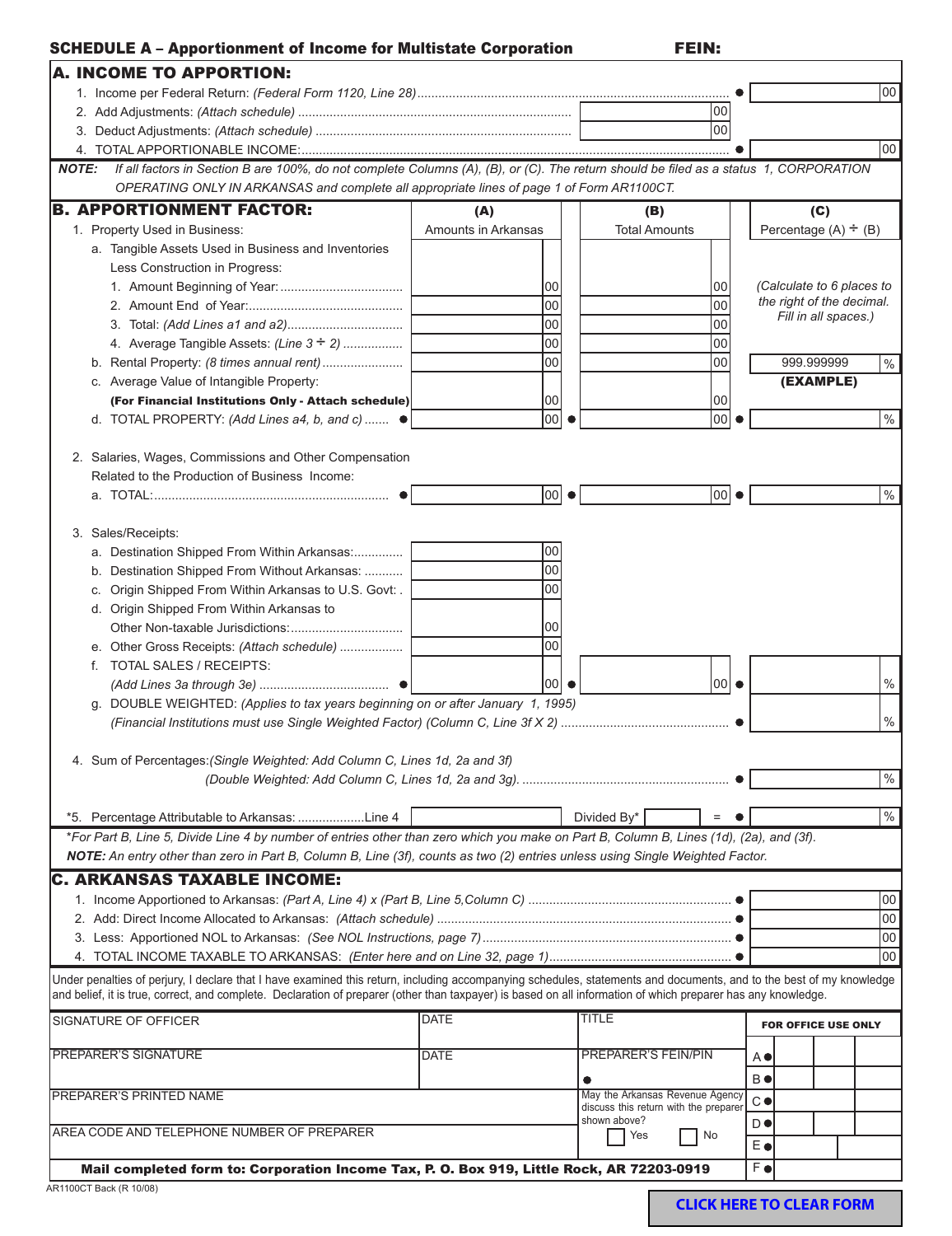## SCHEDULE A – Apportionment of Income for Multistate Corporation FEIN:

### A. INCOME TO APPORTION:

| | | |
|---|---|---|
| 1. Income per Federal Return: *(Federal Form 1120, Line 28)* | | ● 00 |
| 2. Add Adjustments: *(Attach schedule)* | 00 | |
| 3. Deduct Adjustments: *(Attach schedule)* | 00 | |
| 4. TOTAL APPORTIONABLE INCOME: | | ● 00 |

**NOTE:** *If all factors in Section B are 100%, do not complete Columns (A), (B), or (C). The return should be filed as a status 1, CORPORATION OPERATING ONLY IN ARKANSAS and complete all appropriate lines of page 1 of Form AR1100CT.*

### B. APPORTIONMENT FACTOR:

| | (A) Amounts in Arkansas | (B) Total Amounts | (C) Percentage (A) ÷ (B) |
|---|---|---|---|
| 1. Property Used in Business: | | | |
| a. Tangible Assets Used in Business and Inventories Less Construction in Progress: | | | |
| 1. Amount Beginning of Year: | 00 | 00 | *(Calculate to 6 places to the right of the decimal. Fill in all spaces.)* |
| 2. Amount End of Year: | 00 | 00 | |
| 3. Total: *(Add Lines a1 and a2)* | 00 | 00 | |
| 4. Average Tangible Assets: *(Line 3 ÷ 2)* | 00 | 00 | |
| b. Rental Property: *(8 times annual rent)* | 00 | 00 | 999.999999 % **(EXAMPLE)** |
| c. Average Value of Intangible Property: **(For Financial Institutions Only - Attach schedule)** | 00 | 00 | |
| d. TOTAL PROPERTY: *(Add Lines a4, b, and c)* | ● 00 | ● 00 | ● % |
| 2. Salaries, Wages, Commissions and Other Compensation Related to the Production of Business Income: | | | |
| a. TOTAL: | ● 00 | ● 00 | ● % |
| 3. Sales/Receipts: | | | |
| a. Destination Shipped From Within Arkansas: | 00 | | |
| b. Destination Shipped From Without Arkansas: | 00 | | |
| c. Origin Shipped From Within Arkansas to U.S. Govt: | 00 | | |
| d. Origin Shipped From Within Arkansas to Other Non-taxable Jurisdictions: | 00 | | |
| e. Other Gross Receipts: *(Attach schedule)* | 00 | | |
| f. TOTAL SALES / RECEIPTS: *(Add Lines 3a through 3e)* | ● 00 | ● 00 | ● % |
| g. DOUBLE WEIGHTED: *(Applies to tax years beginning on or after January 1, 1995) (Financial Institutions must use Single Weighted Factor) (Column C, Line 3f X 2)* | | | ● % |
| 4. Sum of Percentages: *(Single Weighted: Add Column C, Lines 1d, 2a and 3f) (Double Weighted: Add Column C, Lines 1d, 2a and 3g).* | | | ● % |
| *5. Percentage Attributable to Arkansas: Line 4 | | Divided By* = | ● % |

*\*For Part B, Line 5, Divide Line 4 by number of entries other than zero which you make on Part B, Column B, Lines (1d), (2a), and (3f).*

***NOTE:** An entry other than zero in Part B, Column B, Line (3f), counts as two (2) entries unless using Single Weighted Factor.*

### C. ARKANSAS TAXABLE INCOME:

| | |
|---|---|
| 1. Income Apportioned to Arkansas: *(Part A, Line 4) x (Part B, Line 5, Column C)* | ● 00 |
| 2. Add: Direct Income Allocated to Arkansas: *(Attach schedule)* | ● 00 |
| 3. Less: Apportioned NOL to Arkansas: *(See NOL Instructions, page 7)* | ● 00 |
| 4. TOTAL INCOME TAXABLE TO ARKANSAS: *(Enter here and on Line 32, page 1)* | ● 00 |

Under penalties of perjury, I declare that I have examined this return, including accompanying schedules, statements and documents, and to the best of my knowledge and belief, it is true, correct, and complete. Declaration of preparer (other than taxpayer) is based on all information of which preparer has any knowledge.

| | | | |
|---|---|---|---|
| SIGNATURE OF OFFICER | DATE | TITLE | **FOR OFFICE USE ONLY** |
| PREPARER'S SIGNATURE | DATE | PREPARER'S FEIN/PIN ● | A● |
| PREPARER'S PRINTED NAME | | May the Arkansas Revenue Agency discuss this return with the preparer shown above? ☐ Yes ☐ No | B● C● |
| AREA CODE AND TELEPHONE NUMBER OF PREPARER | | | D● E● |
| | | | F● |

**Mail completed form to: Corporation Income Tax, P. O. Box 919, Little Rock, AR 72203-0919**

AR1100CT Back (R 10/08)

CLICK HERE TO CLEAR FORM